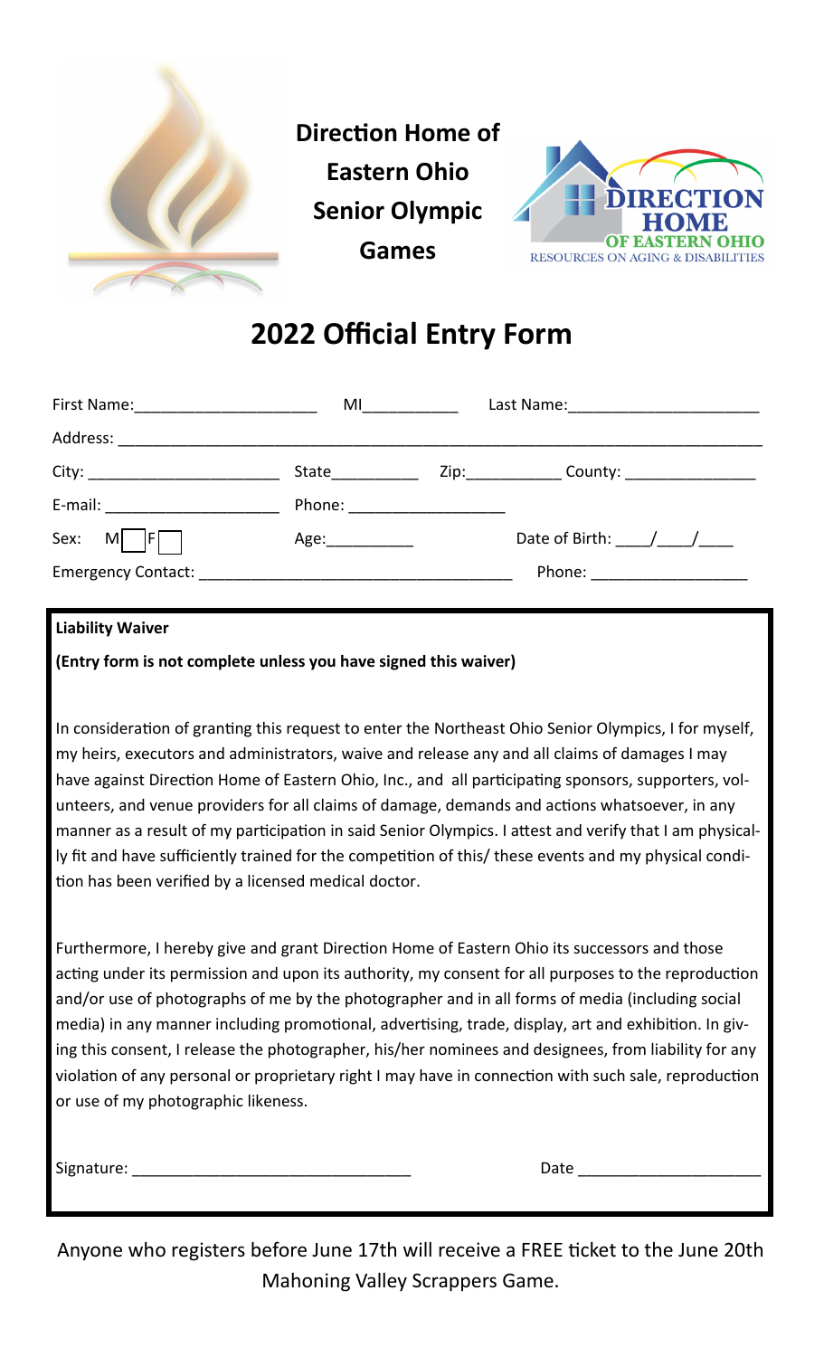**Direction Home of Eastern Ohio Senior Olympic Games**

DIRECTION HOME
OF EASTERN OHIO
RESOURCES ON AGING & DISABILITIES

# 2022 Official Entry Form

First Name:_____________________ MI___________ Last Name:_____________________

Address: ___________________________________________________________________________

City: ______________________ State__________ Zip:___________ County: _______________

E-mail: ____________________ Phone: __________________

Sex: M ☐ F ☐ Age:__________ Date of Birth: ____/____/____

Emergency Contact: ___________________________________ Phone: __________________

**Liability Waiver**

**(Entry form is not complete unless you have signed this waiver)**

In consideration of granting this request to enter the Northeast Ohio Senior Olympics, I for myself, my heirs, executors and administrators, waive and release any and all claims of damages I may have against Direction Home of Eastern Ohio, Inc., and all participating sponsors, supporters, volunteers, and venue providers for all claims of damage, demands and actions whatsoever, in any manner as a result of my participation in said Senior Olympics. I attest and verify that I am physically fit and have sufficiently trained for the competition of this/ these events and my physical condition has been verified by a licensed medical doctor.

Furthermore, I hereby give and grant Direction Home of Eastern Ohio its successors and those acting under its permission and upon its authority, my consent for all purposes to the reproduction and/or use of photographs of me by the photographer and in all forms of media (including social media) in any manner including promotional, advertising, trade, display, art and exhibition. In giving this consent, I release the photographer, his/her nominees and designees, from liability for any violation of any personal or proprietary right I may have in connection with such sale, reproduction or use of my photographic likeness.

Signature: ________________________________ Date _____________________

Anyone who registers before June 17th will receive a FREE ticket to the June 20th Mahoning Valley Scrappers Game.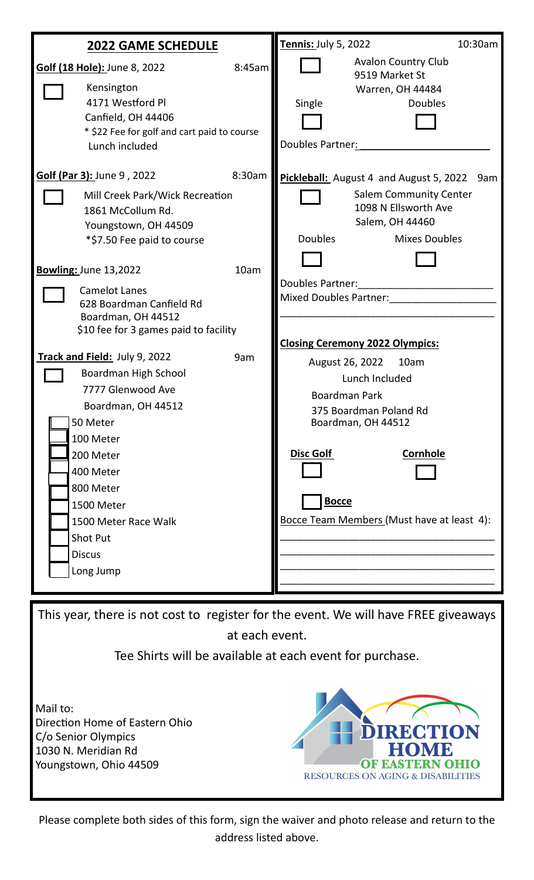## 2022 GAME SCHEDULE

**Golf (18 Hole):** June 8, 2022 8:45am

☐ Kensington
4171 Westford Pl
Canfield, OH 44406
* $22 Fee for golf and cart paid to course
Lunch included

**Golf (Par 3):** June 9 , 2022 8:30am

☐ Mill Creek Park/Wick Recreation
1861 McCollum Rd.
Youngstown, OH 44509
*$7.50 Fee paid to course

**Bowling:** June 13,2022 10am

☐ Camelot Lanes
628 Boardman Canfield Rd
Boardman, OH 44512
$10 fee for 3 games paid to facility

**Track and Field:** July 9, 2022 9am

☐ Boardman High School
7777 Glenwood Ave
Boardman, OH 44512

- ☐ 50 Meter
- ☐ 100 Meter
- ☐ 200 Meter
- ☐ 400 Meter
- ☐ 800 Meter
- ☐ 1500 Meter
- ☐ 1500 Meter Race Walk
- ☐ Shot Put
- ☐ Discus
- ☐ Long Jump

**Tennis:** July 5, 2022 10:30am

☐ Avalon Country Club
9519 Market St
Warren, OH 44484

Single ☐ Doubles ☐

Doubles Partner:______________________

**Pickleball:** August 4 and August 5, 2022 9am

☐ Salem Community Center
1098 N Ellsworth Ave
Salem, OH 44460

Doubles ☐ Mixes Doubles ☐

Doubles Partner:______________________
Mixed Doubles Partner:__________________
____________________________________

**Closing Ceremony 2022 Olympics:**

August 26, 2022 10am
Lunch Included
Boardman Park
375 Boardman Poland Rd
Boardman, OH 44512

**Disc Golf** ☐ **Cornhole** ☐

☐ **Bocce**

Bocce Team Members (Must have at least 4):
____________________________________
____________________________________
____________________________________
____________________________________

This year, there is not cost to register for the event. We will have FREE giveaways at each event.

Tee Shirts will be available at each event for purchase.

Mail to:
Direction Home of Eastern Ohio
C/o Senior Olympics
1030 N. Meridian Rd
Youngstown, Ohio 44509

DIRECTION HOME OF EASTERN OHIO
RESOURCES ON AGING & DISABILITIES

Please complete both sides of this form, sign the waiver and photo release and return to the address listed above.